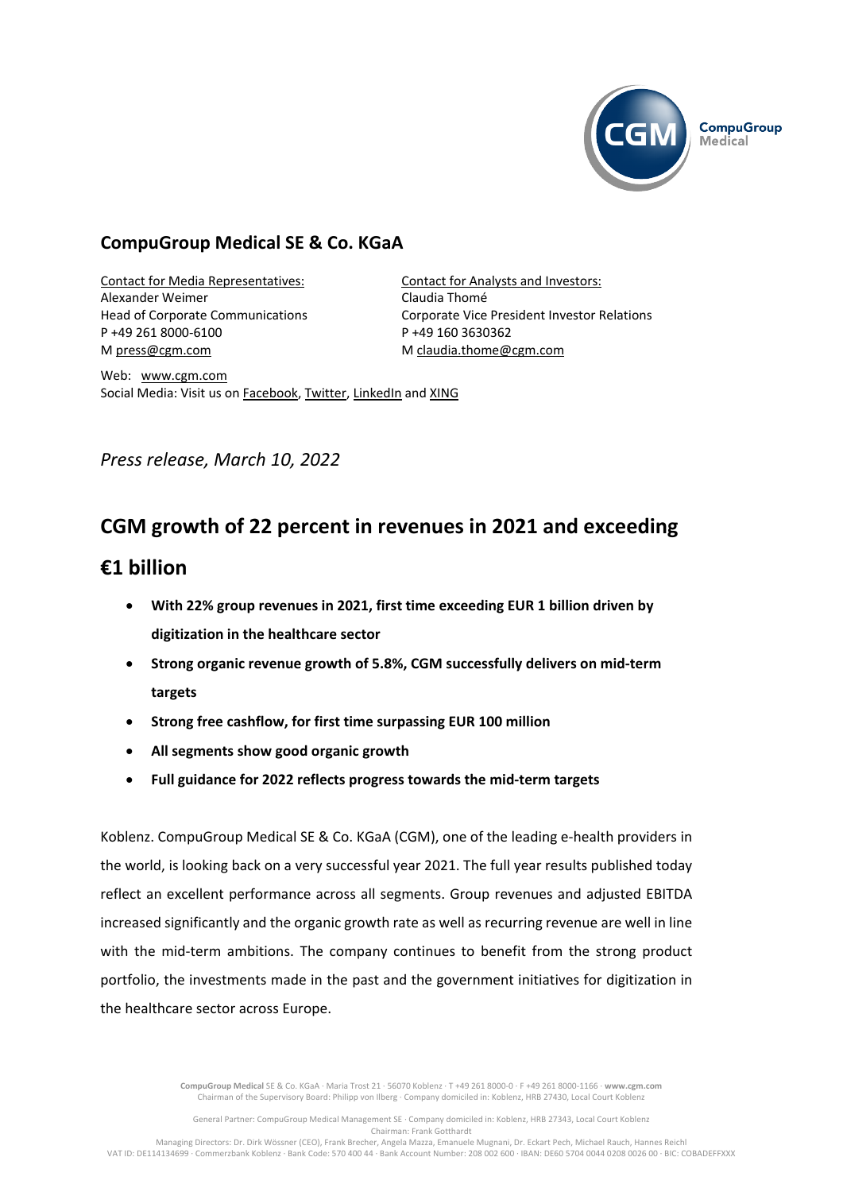## CompuGroup Medical SE & Co. KGaA

Contact for Media Representatives:
Alexander Weimer
Head of Corporate Communications
P +49 261 8000-6100
M press@cgm.com

Contact for Analysts and Investors:
Claudia Thomé
Corporate Vice President Investor Relations
P +49 160 3630362
M claudia.thome@cgm.com

Web: www.cgm.com
Social Media: Visit us on Facebook, Twitter, LinkedIn and XING

*Press release, March 10, 2022*

# CGM growth of 22 percent in revenues in 2021 and exceeding €1 billion

- **With 22% group revenues in 2021, first time exceeding EUR 1 billion driven by digitization in the healthcare sector**
- **Strong organic revenue growth of 5.8%, CGM successfully delivers on mid-term targets**
- **Strong free cashflow, for first time surpassing EUR 100 million**
- **All segments show good organic growth**
- **Full guidance for 2022 reflects progress towards the mid-term targets**

Koblenz. CompuGroup Medical SE & Co. KGaA (CGM), one of the leading e-health providers in the world, is looking back on a very successful year 2021. The full year results published today reflect an excellent performance across all segments. Group revenues and adjusted EBITDA increased significantly and the organic growth rate as well as recurring revenue are well in line with the mid-term ambitions. The company continues to benefit from the strong product portfolio, the investments made in the past and the government initiatives for digitization in the healthcare sector across Europe.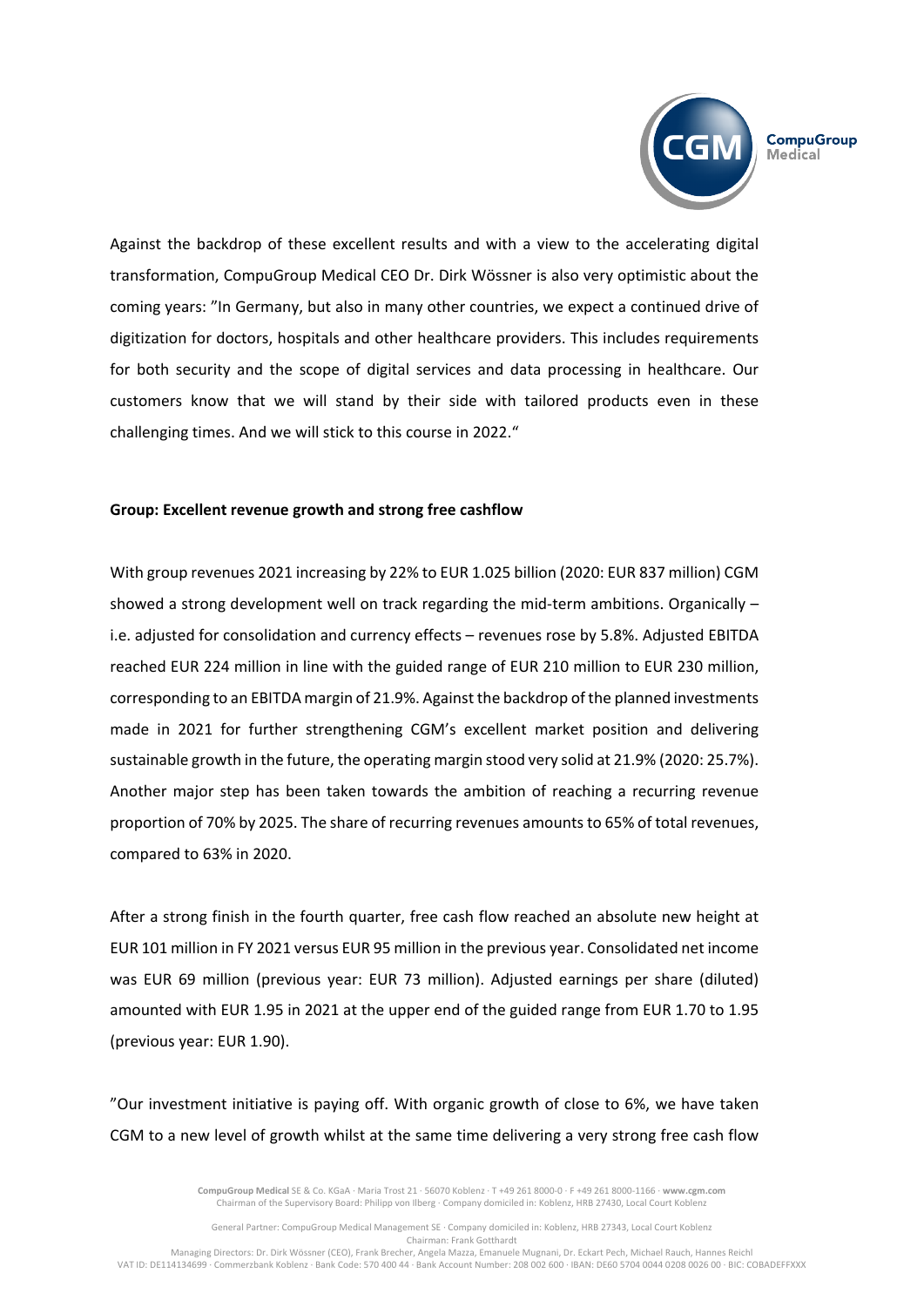Against the backdrop of these excellent results and with a view to the accelerating digital transformation, CompuGroup Medical CEO Dr. Dirk Wössner is also very optimistic about the coming years: "In Germany, but also in many other countries, we expect a continued drive of digitization for doctors, hospitals and other healthcare providers. This includes requirements for both security and the scope of digital services and data processing in healthcare. Our customers know that we will stand by their side with tailored products even in these challenging times. And we will stick to this course in 2022."

**Group: Excellent revenue growth and strong free cashflow**

With group revenues 2021 increasing by 22% to EUR 1.025 billion (2020: EUR 837 million) CGM showed a strong development well on track regarding the mid-term ambitions. Organically – i.e. adjusted for consolidation and currency effects – revenues rose by 5.8%. Adjusted EBITDA reached EUR 224 million in line with the guided range of EUR 210 million to EUR 230 million, corresponding to an EBITDA margin of 21.9%. Against the backdrop of the planned investments made in 2021 for further strengthening CGM's excellent market position and delivering sustainable growth in the future, the operating margin stood very solid at 21.9% (2020: 25.7%). Another major step has been taken towards the ambition of reaching a recurring revenue proportion of 70% by 2025. The share of recurring revenues amounts to 65% of total revenues, compared to 63% in 2020.

After a strong finish in the fourth quarter, free cash flow reached an absolute new height at EUR 101 million in FY 2021 versus EUR 95 million in the previous year. Consolidated net income was EUR 69 million (previous year: EUR 73 million). Adjusted earnings per share (diluted) amounted with EUR 1.95 in 2021 at the upper end of the guided range from EUR 1.70 to 1.95 (previous year: EUR 1.90).

"Our investment initiative is paying off. With organic growth of close to 6%, we have taken CGM to a new level of growth whilst at the same time delivering a very strong free cash flow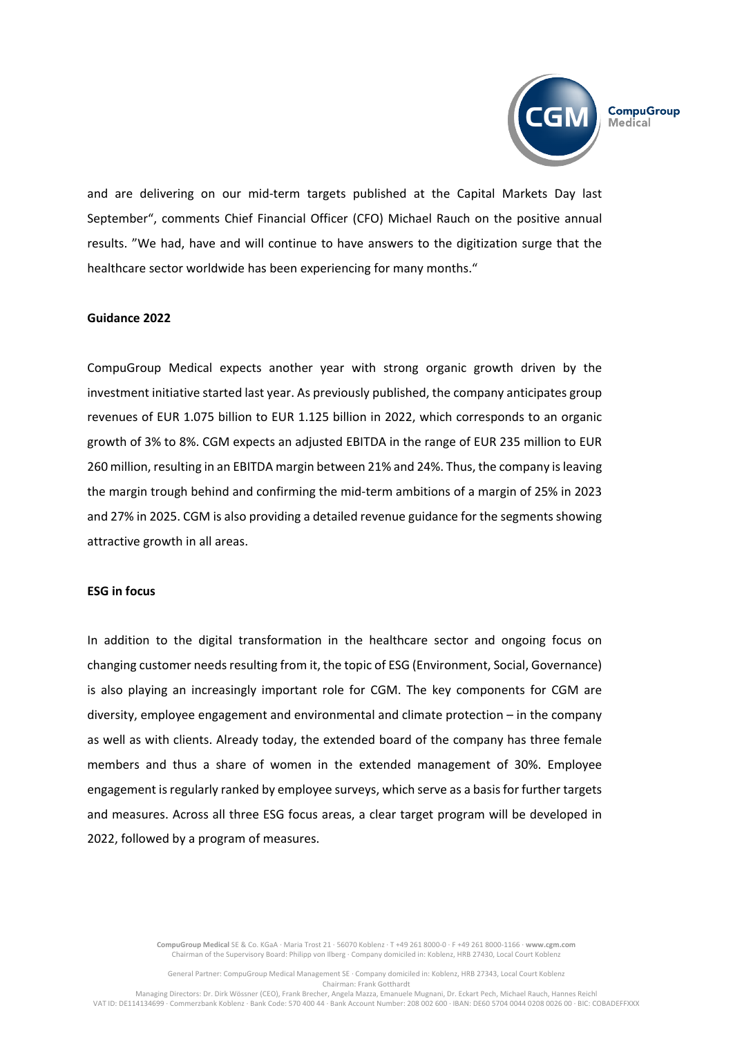and are delivering on our mid-term targets published at the Capital Markets Day last September", comments Chief Financial Officer (CFO) Michael Rauch on the positive annual results. "We had, have and will continue to have answers to the digitization surge that the healthcare sector worldwide has been experiencing for many months."

**Guidance 2022**

CompuGroup Medical expects another year with strong organic growth driven by the investment initiative started last year. As previously published, the company anticipates group revenues of EUR 1.075 billion to EUR 1.125 billion in 2022, which corresponds to an organic growth of 3% to 8%. CGM expects an adjusted EBITDA in the range of EUR 235 million to EUR 260 million, resulting in an EBITDA margin between 21% and 24%. Thus, the company is leaving the margin trough behind and confirming the mid-term ambitions of a margin of 25% in 2023 and 27% in 2025. CGM is also providing a detailed revenue guidance for the segments showing attractive growth in all areas.

**ESG in focus**

In addition to the digital transformation in the healthcare sector and ongoing focus on changing customer needs resulting from it, the topic of ESG (Environment, Social, Governance) is also playing an increasingly important role for CGM. The key components for CGM are diversity, employee engagement and environmental and climate protection – in the company as well as with clients. Already today, the extended board of the company has three female members and thus a share of women in the extended management of 30%. Employee engagement is regularly ranked by employee surveys, which serve as a basis for further targets and measures. Across all three ESG focus areas, a clear target program will be developed in 2022, followed by a program of measures.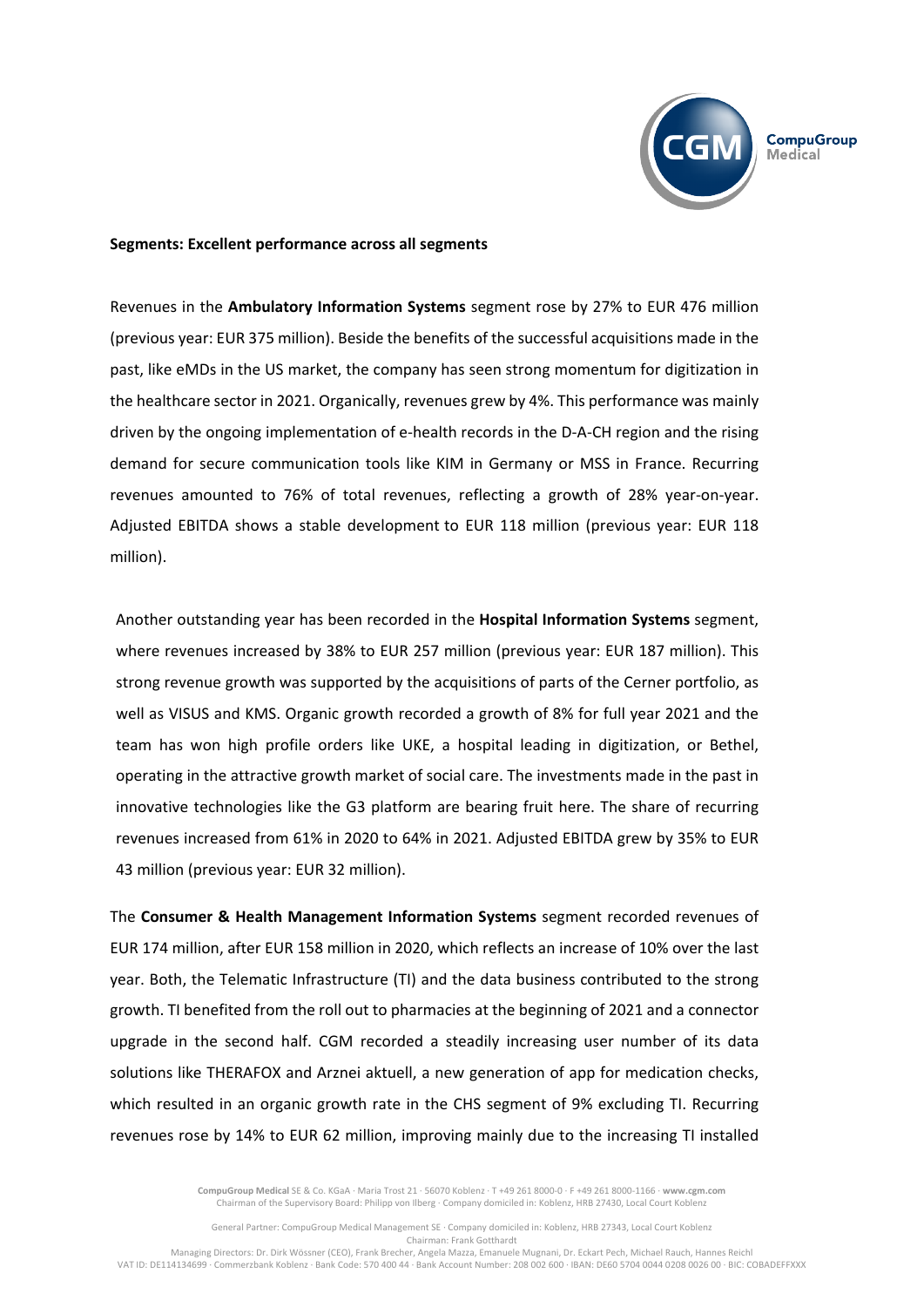**Segments: Excellent performance across all segments**

Revenues in the **Ambulatory Information Systems** segment rose by 27% to EUR 476 million (previous year: EUR 375 million). Beside the benefits of the successful acquisitions made in the past, like eMDs in the US market, the company has seen strong momentum for digitization in the healthcare sector in 2021. Organically, revenues grew by 4%. This performance was mainly driven by the ongoing implementation of e-health records in the D-A-CH region and the rising demand for secure communication tools like KIM in Germany or MSS in France. Recurring revenues amounted to 76% of total revenues, reflecting a growth of 28% year-on-year. Adjusted EBITDA shows a stable development to EUR 118 million (previous year: EUR 118 million).

Another outstanding year has been recorded in the **Hospital Information Systems** segment, where revenues increased by 38% to EUR 257 million (previous year: EUR 187 million). This strong revenue growth was supported by the acquisitions of parts of the Cerner portfolio, as well as VISUS and KMS. Organic growth recorded a growth of 8% for full year 2021 and the team has won high profile orders like UKE, a hospital leading in digitization, or Bethel, operating in the attractive growth market of social care. The investments made in the past in innovative technologies like the G3 platform are bearing fruit here. The share of recurring revenues increased from 61% in 2020 to 64% in 2021. Adjusted EBITDA grew by 35% to EUR 43 million (previous year: EUR 32 million).

The **Consumer & Health Management Information Systems** segment recorded revenues of EUR 174 million, after EUR 158 million in 2020, which reflects an increase of 10% over the last year. Both, the Telematic Infrastructure (TI) and the data business contributed to the strong growth. TI benefited from the roll out to pharmacies at the beginning of 2021 and a connector upgrade in the second half. CGM recorded a steadily increasing user number of its data solutions like THERAFOX and Arznei aktuell, a new generation of app for medication checks, which resulted in an organic growth rate in the CHS segment of 9% excluding TI. Recurring revenues rose by 14% to EUR 62 million, improving mainly due to the increasing TI installed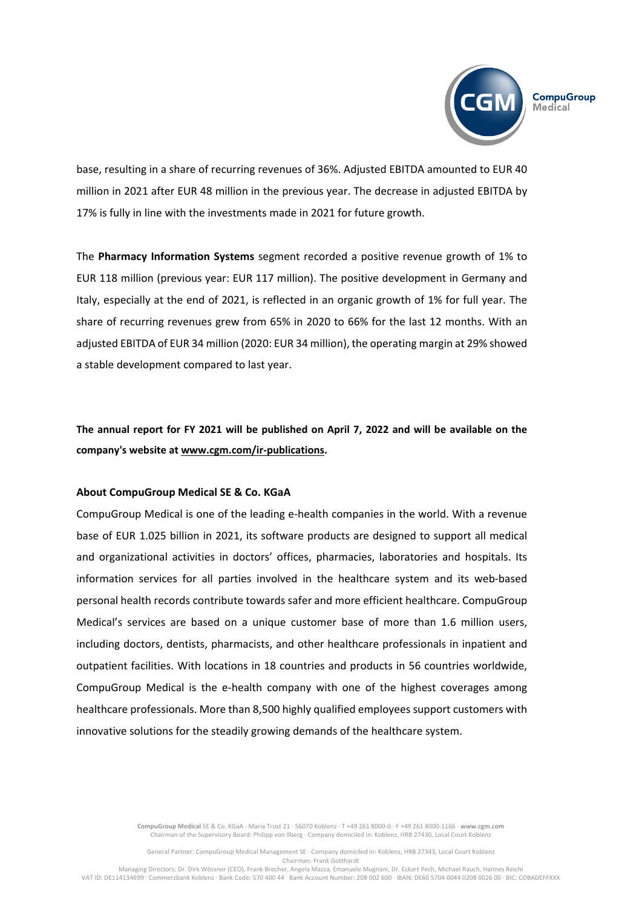base, resulting in a share of recurring revenues of 36%. Adjusted EBITDA amounted to EUR 40 million in 2021 after EUR 48 million in the previous year. The decrease in adjusted EBITDA by 17% is fully in line with the investments made in 2021 for future growth.

The **Pharmacy Information Systems** segment recorded a positive revenue growth of 1% to EUR 118 million (previous year: EUR 117 million). The positive development in Germany and Italy, especially at the end of 2021, is reflected in an organic growth of 1% for full year. The share of recurring revenues grew from 65% in 2020 to 66% for the last 12 months. With an adjusted EBITDA of EUR 34 million (2020: EUR 34 million), the operating margin at 29% showed a stable development compared to last year.

**The annual report for FY 2021 will be published on April 7, 2022 and will be available on the company's website at www.cgm.com/ir-publications.**

**About CompuGroup Medical SE & Co. KGaA**

CompuGroup Medical is one of the leading e-health companies in the world. With a revenue base of EUR 1.025 billion in 2021, its software products are designed to support all medical and organizational activities in doctors' offices, pharmacies, laboratories and hospitals. Its information services for all parties involved in the healthcare system and its web-based personal health records contribute towards safer and more efficient healthcare. CompuGroup Medical's services are based on a unique customer base of more than 1.6 million users, including doctors, dentists, pharmacists, and other healthcare professionals in inpatient and outpatient facilities. With locations in 18 countries and products in 56 countries worldwide, CompuGroup Medical is the e-health company with one of the highest coverages among healthcare professionals. More than 8,500 highly qualified employees support customers with innovative solutions for the steadily growing demands of the healthcare system.